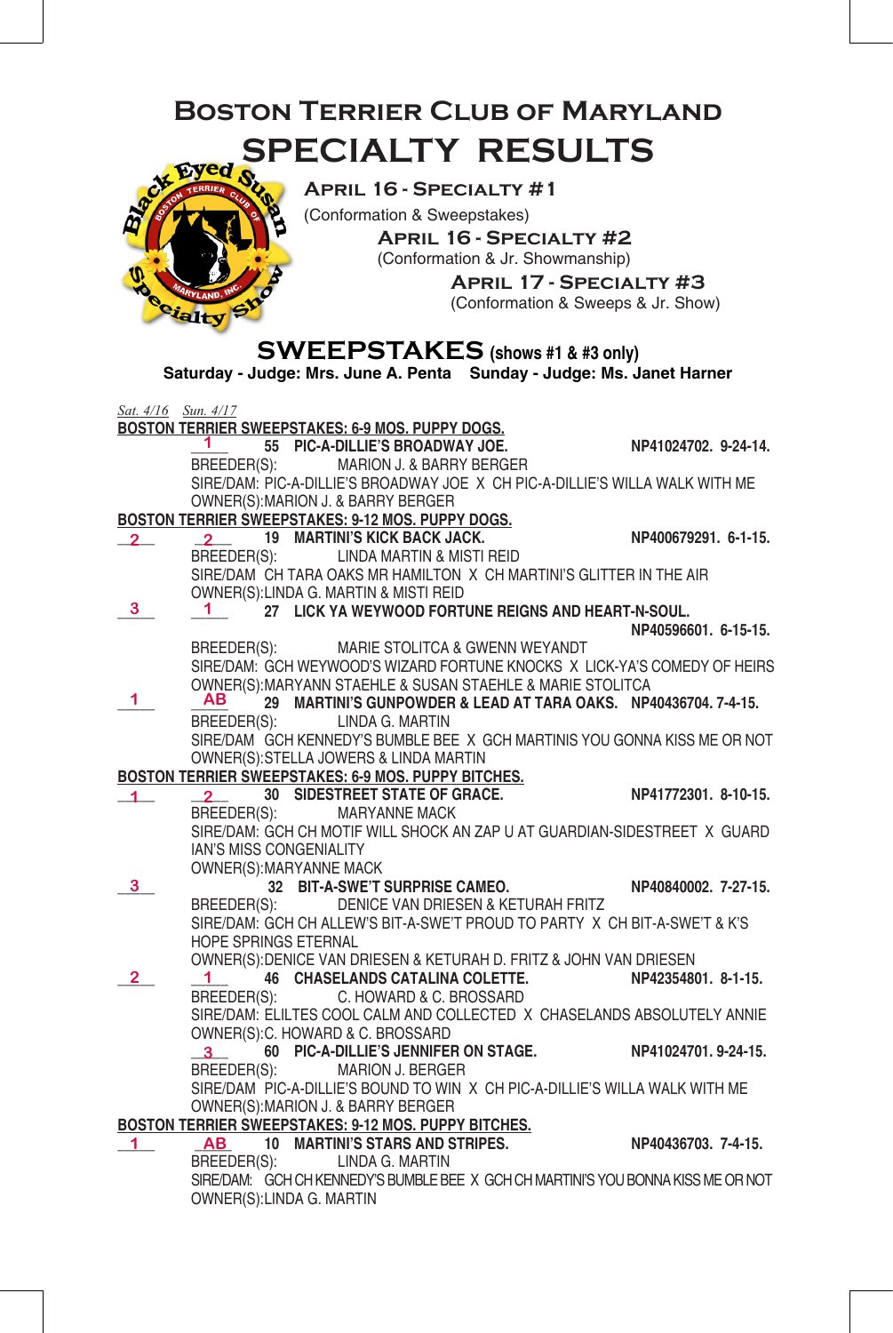# BOSTON TERRIER CLUB OF MARYLAND

# SPECIALTY RESULTS

**APRIL 16 - SPECIALTY #1**
(Conformation & Sweepstakes)

**APRIL 16 - SPECIALTY #2**
(Conformation & Jr. Showmanship)

**APRIL 17 - SPECIALTY #3**
(Conformation & Sweeps & Jr. Show)

## SWEEPSTAKES (shows #1 & #3 only)

**Saturday - Judge: Mrs. June A. Penta    Sunday - Judge: Ms. Janet Harner**

*Sat. 4/16*   *Sun. 4/17*

**BOSTON TERRIER SWEEPSTAKES: 6-9 MOS. PUPPY DOGS.**

| Sat. 4/16 | Sun. 4/17 | Entry |
|---|---|---|
| | 1 | **55 PIC-A-DILLIE'S BROADWAY JOE.** NP41024702. 9-24-14.<br>BREEDER(S): MARION J. & BARRY BERGER<br>SIRE/DAM: PIC-A-DILLIE'S BROADWAY JOE X CH PIC-A-DILLIE'S WILLA WALK WITH ME<br>OWNER(S):MARION J. & BARRY BERGER |

**BOSTON TERRIER SWEEPSTAKES: 9-12 MOS. PUPPY DOGS.**

| Sat. 4/16 | Sun. 4/17 | Entry |
|---|---|---|
| 2 | 2 | **19 MARTINI'S KICK BACK JACK.** NP400679291. 6-1-15.<br>BREEDER(S): LINDA MARTIN & MISTI REID<br>SIRE/DAM CH TARA OAKS MR HAMILTON X CH MARTINI'S GLITTER IN THE AIR<br>OWNER(S):LINDA G. MARTIN & MISTI REID |
| 3 | 1 | **27 LICK YA WEYWOOD FORTUNE REIGNS AND HEART-N-SOUL.** NP40596601. 6-15-15.<br>BREEDER(S): MARIE STOLITCA & GWENN WEYANDT<br>SIRE/DAM: GCH WEYWOOD'S WIZARD FORTUNE KNOCKS X LICK-YA'S COMEDY OF HEIRS<br>OWNER(S):MARYANN STAEHLE & SUSAN STAEHLE & MARIE STOLITCA |
| 1 | AB | **29 MARTINI'S GUNPOWDER & LEAD AT TARA OAKS.** NP40436704. 7-4-15.<br>BREEDER(S): LINDA G. MARTIN<br>SIRE/DAM GCH KENNEDY'S BUMBLE BEE X GCH MARTINIS YOU GONNA KISS ME OR NOT<br>OWNER(S):STELLA JOWERS & LINDA MARTIN |

**BOSTON TERRIER SWEEPSTAKES: 6-9 MOS. PUPPY BITCHES.**

| Sat. 4/16 | Sun. 4/17 | Entry |
|---|---|---|
| 1 | 2 | **30 SIDESTREET STATE OF GRACE.** NP41772301. 8-10-15.<br>BREEDER(S): MARYANNE MACK<br>SIRE/DAM: GCH CH MOTIF WILL SHOCK AN ZAP U AT GUARDIAN-SIDESTREET X GUARDIAN'S MISS CONGENIALITY<br>OWNER(S):MARYANNE MACK |
| 3 | | **32 BIT-A-SWE'T SURPRISE CAMEO.** NP40840002. 7-27-15.<br>BREEDER(S): DENICE VAN DRIESEN & KETURAH FRITZ<br>SIRE/DAM: GCH CH ALLEW'S BIT-A-SWE'T PROUD TO PARTY X CH BIT-A-SWE'T & K'S HOPE SPRINGS ETERNAL<br>OWNER(S):DENICE VAN DRIESEN & KETURAH D. FRITZ & JOHN VAN DRIESEN |
| 2 | 1 | **46 CHASELANDS CATALINA COLETTE.** NP42354801. 8-1-15.<br>BREEDER(S): C. HOWARD & C. BROSSARD<br>SIRE/DAM: ELILTES COOL CALM AND COLLECTED X CHASELANDS ABSOLUTELY ANNIE<br>OWNER(S):C. HOWARD & C. BROSSARD |
| | 3 | **60 PIC-A-DILLIE'S JENNIFER ON STAGE.** NP41024701. 9-24-15.<br>BREEDER(S): MARION J. BERGER<br>SIRE/DAM PIC-A-DILLIE'S BOUND TO WIN X CH PIC-A-DILLIE'S WILLA WALK WITH ME<br>OWNER(S):MARION J. & BARRY BERGER |

**BOSTON TERRIER SWEEPSTAKES: 9-12 MOS. PUPPY BITCHES.**

| Sat. 4/16 | Sun. 4/17 | Entry |
|---|---|---|
| 1 | AB | **10 MARTINI'S STARS AND STRIPES.** NP40436703. 7-4-15.<br>BREEDER(S): LINDA G. MARTIN<br>SIRE/DAM: GCH CH KENNEDY'S BUMBLE BEE X GCH CH MARTINI'S YOU BONNA KISS ME OR NOT<br>OWNER(S):LINDA G. MARTIN |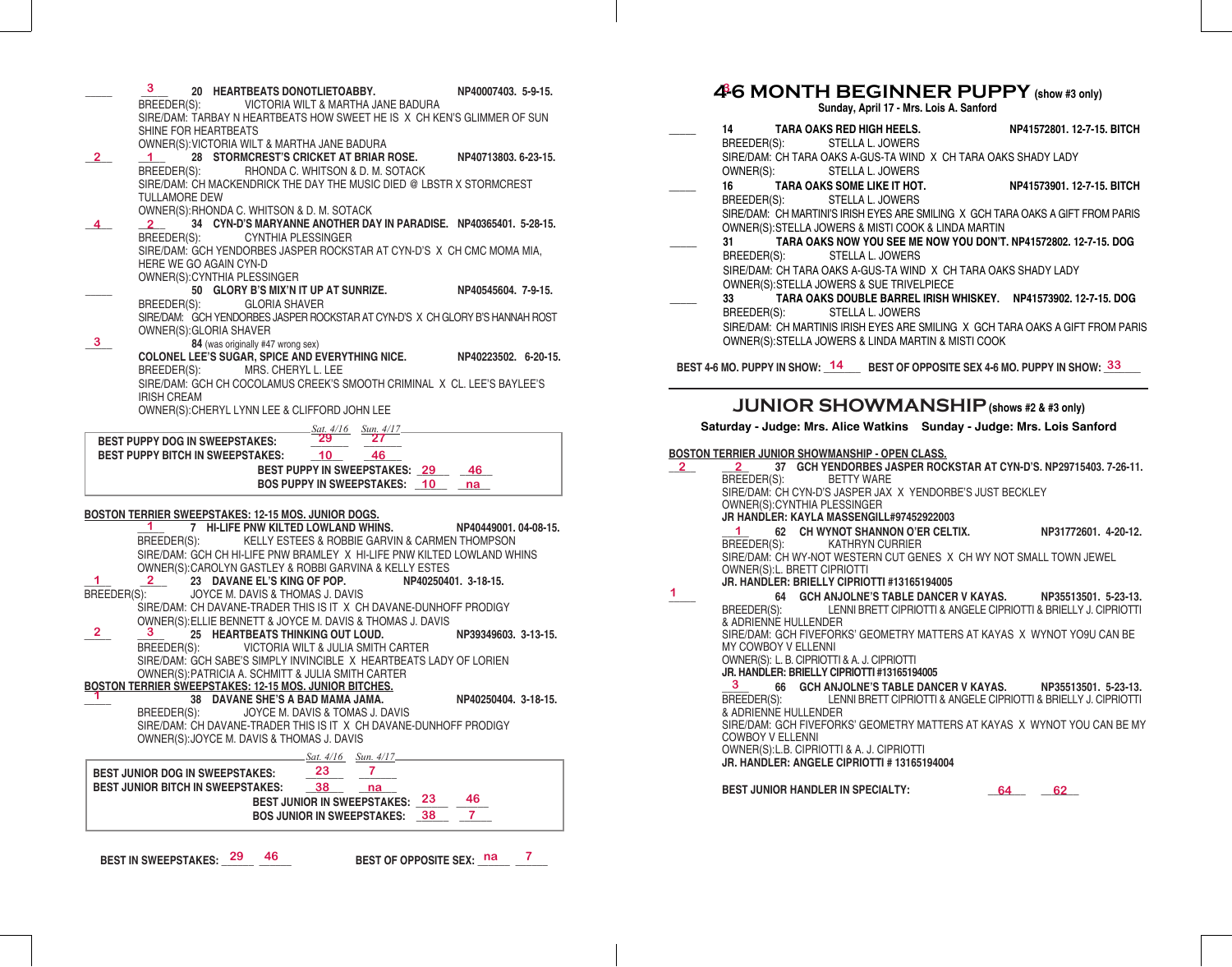**3** **20 HEARTBEATS DONOTLIETOABBY.** NP40007403. 5-9-15.
BREEDER(S): VICTORIA WILT & MARTHA JANE BADURA
SIRE/DAM: TARBAY N HEARTBEATS HOW SWEET HE IS X CH KEN'S GLIMMER OF SUN SHINE FOR HEARTBEATS
OWNER(S):VICTORIA WILT & MARTHA JANE BADURA

**2** **1** **28 STORMCREST'S CRICKET AT BRIAR ROSE.** NP40713803. 6-23-15.
BREEDER(S): RHONDA C. WHITSON & D. M. SOTACK
SIRE/DAM: CH MACKENDRICK THE DAY THE MUSIC DIED @ LBSTR X STORMCREST TULLAMORE DEW
OWNER(S):RHONDA C. WHITSON & D. M. SOTACK

**4** **2** **34 CYN-D'S MARYANNE ANOTHER DAY IN PARADISE.** NP40365401. 5-28-15.
BREEDER(S): CYNTHIA PLESSINGER
SIRE/DAM: GCH YENDORBES JASPER ROCKSTAR AT CYN-D'S X CH CMC MOMA MIA, HERE WE GO AGAIN CYN-D
OWNER(S):CYNTHIA PLESSINGER

**50 GLORY B'S MIX'N IT UP AT SUNRIZE.** NP40545604. 7-9-15.
BREEDER(S): GLORIA SHAVER
SIRE/DAM: GCH YENDORBES JASPER ROCKSTAR AT CYN-D'S X CH GLORY B'S HANNAH ROST
OWNER(S):GLORIA SHAVER

**3** **84** (was originally #47 wrong sex)
**COLONEL LEE'S SUGAR, SPICE AND EVERYTHING NICE.** NP40223502. 6-20-15.
BREEDER(S): MRS. CHERYL L. LEE
SIRE/DAM: GCH CH COCOLAMUS CREEK'S SMOOTH CRIMINAL X CL. LEE'S BAYLEE'S IRISH CREAM
OWNER(S):CHERYL LYNN LEE & CLIFFORD JOHN LEE

| | Sat. 4/16 | Sun. 4/17 |
|---|---|---|
| **BEST PUPPY DOG IN SWEEPSTAKES:** | 29 | 27 |
| **BEST PUPPY BITCH IN SWEEPSTAKES:** | 10 | 46 |
| **BEST PUPPY IN SWEEPSTAKES:** | 29 | 46 |
| **BOS PUPPY IN SWEEPSTAKES:** | 10 | na |

**BOSTON TERRIER SWEEPSTAKES: 12-15 MOS. JUNIOR DOGS.**

**1** **7 HI-LIFE PNW KILTED LOWLAND WHINS.** NP40449001. 04-08-15.
BREEDER(S): KELLY ESTEES & ROBBIE GARVIN & CARMEN THOMPSON
SIRE/DAM: GCH CH HI-LIFE PNW BRAMLEY X HI-LIFE PNW KILTED LOWLAND WHINS
OWNER(S):CAROLYN GASTLEY & ROBBI GARVINA & KELLY ESTES

**1** **2** **23 DAVANE EL'S KING OF POP.** NP40250401. 3-18-15.
BREEDER(S): JOYCE M. DAVIS & THOMAS J. DAVIS
SIRE/DAM: CH DAVANE-TRADER THIS IS IT X CH DAVANE-DUNHOFF PRODIGY
OWNER(S):ELLIE BENNETT & JOYCE M. DAVIS & THOMAS J. DAVIS

**2** **3** **25 HEARTBEATS THINKING OUT LOUD.** NP39349603. 3-13-15.
BREEDER(S): VICTORIA WILT & JULIA SMITH CARTER
SIRE/DAM: GCH SABE'S SIMPLY INVINCIBLE X HEARTBEATS LADY OF LORIEN
OWNER(S):PATRICIA A. SCHMITT & JULIA SMITH CARTER

**BOSTON TERRIER SWEEPSTAKES: 12-15 MOS. JUNIOR BITCHES.**

**1** **38 DAVANE SHE'S A BAD MAMA JAMA.** NP40250404. 3-18-15.
BREEDER(S): JOYCE M. DAVIS & TOMAS J. DAVIS
SIRE/DAM: CH DAVANE-TRADER THIS IS IT X CH DAVANE-DUNHOFF PRODIGY
OWNER(S):JOYCE M. DAVIS & THOMAS J. DAVIS

| | Sat. 4/16 | Sun. 4/17 |
|---|---|---|
| **BEST JUNIOR DOG IN SWEEPSTAKES:** | 23 | 7 |
| **BEST JUNIOR BITCH IN SWEEPSTAKES:** | 38 | na |
| **BEST JUNIOR IN SWEEPSTAKES:** | 23 | 46 |
| **BOS JUNIOR IN SWEEPSTAKES:** | 38 | 7 |

**BEST IN SWEEPSTAKES:** 29 46 **BEST OF OPPOSITE SEX:** na 7

## 4-6 MONTH BEGINNER PUPPY (show #3 only)

**Sunday, April 17 - Mrs. Lois A. Sanford**

**14 TARA OAKS RED HIGH HEELS.** NP41572801. 12-7-15. BITCH
BREEDER(S): STELLA L. JOWERS
SIRE/DAM: CH TARA OAKS A-GUS-TA WIND X CH TARA OAKS SHADY LADY
OWNER(S): STELLA L. JOWERS

**16 TARA OAKS SOME LIKE IT HOT.** NP41573901. 12-7-15. BITCH
BREEDER(S): STELLA L. JOWERS
SIRE/DAM: CH MARTINI'S IRISH EYES ARE SMILING X GCH TARA OAKS A GIFT FROM PARIS
OWNER(S):STELLA JOWERS & MISTI COOK & LINDA MARTIN

**31 TARA OAKS NOW YOU SEE ME NOW YOU DON'T.** NP41572802. 12-7-15. DOG
BREEDER(S): STELLA L. JOWERS
SIRE/DAM: CH TARA OAKS A-GUS-TA WIND X CH TARA OAKS SHADY LADY
OWNER(S):STELLA JOWERS & SUE TRIVELPIECE

**33 TARA OAKS DOUBLE BARREL IRISH WHISKEY.** NP41573902. 12-7-15. DOG
BREEDER(S): STELLA L. JOWERS
SIRE/DAM: CH MARTINIS IRISH EYES ARE SMILING X GCH TARA OAKS A GIFT FROM PARIS
OWNER(S):STELLA JOWERS & LINDA MARTIN & MISTI COOK

**BEST 4-6 MO. PUPPY IN SHOW:** 14 **BEST OF OPPOSITE SEX 4-6 MO. PUPPY IN SHOW:** 33

## JUNIOR SHOWMANSHIP (shows #2 & #3 only)

**Saturday - Judge: Mrs. Alice Watkins Sunday - Judge: Mrs. Lois Sanford**

**BOSTON TERRIER JUNIOR SHOWMANSHIP - OPEN CLASS.**

**2** **2** **37 GCH YENDORBES JASPER ROCKSTAR AT CYN-D'S.** NP29715403. 7-26-11.
BREEDER(S): BETTY WARE
SIRE/DAM: CH CYN-D'S JASPER JAX X YENDORBE'S JUST BECKLEY
OWNER(S):CYNTHIA PLESSINGER
**JR HANDLER: KAYLA MASSENGILL#97452922003**

**1** **62 CH WYNOT SHANNON O'ER CELTIX.** NP31772601. 4-20-12.
BREEDER(S): KATHRYN CURRIER
SIRE/DAM: CH WY-NOT WESTERN CUT GENES X CH WY NOT SMALL TOWN JEWEL
OWNER(S):L. BRETT CIPRIOTTI
**JR. HANDLER: BRIELLY CIPRIOTTI #13165194005**

**1** **64 GCH ANJOLNE'S TABLE DANCER V KAYAS.** NP35513501. 5-23-13.
BREEDER(S): LENNI BRETT CIPRIOTTI & ANGELE CIPRIOTTI & BRIELLY J. CIPRIOTTI & ADRIENNE HULLENDER
SIRE/DAM: GCH FIVEFORKS' GEOMETRY MATTERS AT KAYAS X WYNOT YO9U CAN BE MY COWBOY V ELLENNI
OWNER(S): L. B. CIPRIOTTI & A. J. CIPRIOTTI
**JR. HANDLER: BRIELLY CIPRIOTTI #13165194005**

**3** **66 GCH ANJOLNE'S TABLE DANCER V KAYAS.** NP35513501. 5-23-13.
BREEDER(S): LENNI BRETT CIPRIOTTI & ANGELE CIPRIOTTI & BRIELLY J. CIPRIOTTI & ADRIENNE HULLENDER
SIRE/DAM: GCH FIVEFORKS' GEOMETRY MATTERS AT KAYAS X WYNOT YOU CAN BE MY COWBOY V ELLENNI
OWNER(S):L.B. CIPRIOTTI & A. J. CIPRIOTTI
**JR. HANDLER: ANGELE CIPRIOTTI # 13165194004**

**BEST JUNIOR HANDLER IN SPECIALTY:** 64 62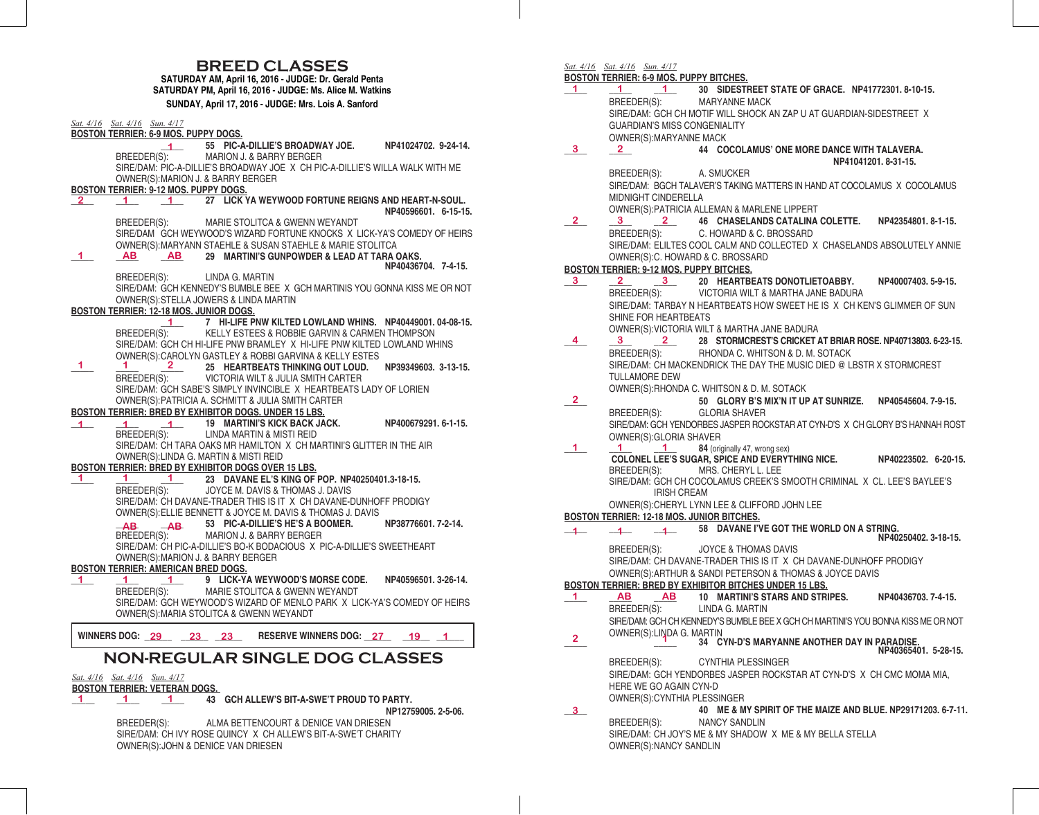# BREED CLASSES

**SATURDAY AM, April 16, 2016 - JUDGE: Dr. Gerald Penta**
**SATURDAY PM, April 16, 2016 - JUDGE: Ms. Alice M. Watkins**
**SUNDAY, April 17, 2016 - JUDGE: Mrs. Lois A. Sanford**

*Sat. 4/16 Sat. 4/16 Sun. 4/17*

**BOSTON TERRIER: 6-9 MOS. PUPPY DOGS.**

__ __ 1 **55 PIC-A-DILLIE'S BROADWAY JOE. NP41024702. 9-24-14.**
BREEDER(S): MARION J. & BARRY BERGER
SIRE/DAM: PIC-A-DILLIE'S BROADWAY JOE X CH PIC-A-DILLIE'S WILLA WALK WITH ME
OWNER(S):MARION J. & BARRY BERGER

**BOSTON TERRIER: 9-12 MOS. PUPPY DOGS.**

2 1 1 **27 LICK YA WEYWOOD FORTUNE REIGNS AND HEART-N-SOUL. NP40596601. 6-15-15.**
BREEDER(S): MARIE STOLITCA & GWENN WEYANDT
SIRE/DAM GCH WEYWOOD'S WIZARD FORTUNE KNOCKS X LICK-YA'S COMEDY OF HEIRS
OWNER(S):MARYANN STAEHLE & SUSAN STAEHLE & MARIE STOLITCA

1 AB AB **29 MARTINI'S GUNPOWDER & LEAD AT TARA OAKS. NP40436704. 7-4-15.**
BREEDER(S): LINDA G. MARTIN
SIRE/DAM: GCH KENNEDY'S BUMBLE BEE X GCH MARTINIS YOU GONNA KISS ME OR NOT
OWNER(S):STELLA JOWERS & LINDA MARTIN

**BOSTON TERRIER: 12-18 MOS. JUNIOR DOGS.**

__ __ 1 **7 HI-LIFE PNW KILTED LOWLAND WHINS. NP40449001. 04-08-15.**
BREEDER(S): KELLY ESTEES & ROBBIE GARVIN & CARMEN THOMPSON
SIRE/DAM: GCH CH HI-LIFE PNW BRAMLEY X HI-LIFE PNW KILTED LOWLAND WHINS
OWNER(S):CAROLYN GASTLEY & ROBBI GARVINA & KELLY ESTES

1 1 2 **25 HEARTBEATS THINKING OUT LOUD. NP39349603. 3-13-15.**
BREEDER(S): VICTORIA WILT & JULIA SMITH CARTER
SIRE/DAM: GCH SABE'S SIMPLY INVINCIBLE X HEARTBEATS LADY OF LORIEN
OWNER(S):PATRICIA A. SCHMITT & JULIA SMITH CARTER

**BOSTON TERRIER: BRED BY EXHIBITOR DOGS. UNDER 15 LBS.**

1 1 1 **19 MARTINI'S KICK BACK JACK. NP400679291. 6-1-15.**
BREEDER(S): LINDA MARTIN & MISTI REID
SIRE/DAM: CH TARA OAKS MR HAMILTON X CH MARTINI'S GLITTER IN THE AIR
OWNER(S):LINDA G. MARTIN & MISTI REID

**BOSTON TERRIER: BRED BY EXHIBITOR DOGS OVER 15 LBS.**

1 1 1 **23 DAVANE EL'S KING OF POP. NP40250401.3-18-15.**
BREEDER(S): JOYCE M. DAVIS & THOMAS J. DAVIS
SIRE/DAM: CH DAVANE-TRADER THIS IS IT X CH DAVANE-DUNHOFF PRODIGY
OWNER(S):ELLIE BENNETT & JOYCE M. DAVIS & THOMAS J. DAVIS

__ AB AB **53 PIC-A-DILLIE'S HE'S A BOOMER. NP38776601. 7-2-14.**
BREEDER(S): MARION J. & BARRY BERGER
SIRE/DAM: CH PIC-A-DILLIE'S BO-K BODACIOUS X PIC-A-DILLIE'S SWEETHEART
OWNER(S):MARION J. & BARRY BERGER

**BOSTON TERRIER: AMERICAN BRED DOGS.**

1 1 1 **9 LICK-YA WEYWOOD'S MORSE CODE. NP40596501. 3-26-14.**
BREEDER(S): MARIE STOLITCA & GWENN WEYANDT
SIRE/DAM: GCH WEYWOOD'S WIZARD OF MENLO PARK X LICK-YA'S COMEDY OF HEIRS
OWNER(S):MARIA STOLITCA & GWENN WEYANDT

**WINNERS DOG: 29 23 23 RESERVE WINNERS DOG: 27 19 1**

# NON-REGULAR SINGLE DOG CLASSES

*Sat. 4/16 Sat. 4/16 Sun. 4/17*

**BOSTON TERRIER: VETERAN DOGS.**

1 1 1 **43 GCH ALLEW'S BIT-A-SWE'T PROUD TO PARTY. NP12759005. 2-5-06.**
BREEDER(S): ALMA BETTENCOURT & DENICE VAN DRIESEN
SIRE/DAM: CH IVY ROSE QUINCY X CH ALLEW'S BIT-A-SWE'T CHARITY
OWNER(S):JOHN & DENICE VAN DRIESEN

*Sat. 4/16 Sat. 4/16 Sun. 4/17*

**BOSTON TERRIER: 6-9 MOS. PUPPY BITCHES.**

1 1 1 **30 SIDESTREET STATE OF GRACE. NP41772301. 8-10-15.**
BREEDER(S): MARYANNE MACK
SIRE/DAM: GCH CH MOTIF WILL SHOCK AN ZAP U AT GUARDIAN-SIDESTREET X GUARDIAN'S MISS CONGENIALITY
OWNER(S):MARYANNE MACK

3 2 __ **44 COCOLAMUS' ONE MORE DANCE WITH TALAVERA. NP41041201. 8-31-15.**
BREEDER(S): A. SMUCKER
SIRE/DAM: BGCH TALAVER'S TAKING MATTERS IN HAND AT COCOLAMUS X COCOLAMUS MIDNIGHT CINDERELLA
OWNER(S):PATRICIA ALLEMAN & MARLENE LIPPERT

2 3 2 **46 CHASELANDS CATALINA COLETTE. NP42354801. 8-1-15.**
BREEDER(S): C. HOWARD & C. BROSSARD
SIRE/DAM: ELILTES COOL CALM AND COLLECTED X CHASELANDS ABSOLUTELY ANNIE
OWNER(S):C. HOWARD & C. BROSSARD

**BOSTON TERRIER: 9-12 MOS. PUPPY BITCHES.**

3 2 3 **20 HEARTBEATS DONOTLIETOABBY. NP40007403. 5-9-15.**
BREEDER(S): VICTORIA WILT & MARTHA JANE BADURA
SIRE/DAM: TARBAY N HEARTBEATS HOW SWEET HE IS X CH KEN'S GLIMMER OF SUN SHINE FOR HEARTBEATS
OWNER(S):VICTORIA WILT & MARTHA JANE BADURA

4 3 2 **28 STORMCREST'S CRICKET AT BRIAR ROSE. NP40713803. 6-23-15.**
BREEDER(S): RHONDA C. WHITSON & D. M. SOTACK
SIRE/DAM: CH MACKENDRICK THE DAY THE MUSIC DIED @ LBSTR X STORMCREST TULLAMORE DEW
OWNER(S):RHONDA C. WHITSON & D. M. SOTACK

2 __ __ **50 GLORY B'S MIX'N IT UP AT SUNRIZE. NP40545604. 7-9-15.**
BREEDER(S): GLORIA SHAVER
SIRE/DAM: GCH YENDORBES JASPER ROCKSTAR AT CYN-D'S X CH GLORY B'S HANNAH ROST
OWNER(S):GLORIA SHAVER

1 1 1 **84** (originally 47, wrong sex)
**COLONEL LEE'S SUGAR, SPICE AND EVERYTHING NICE. NP40223502. 6-20-15.**
BREEDER(S): MRS. CHERYL L. LEE
SIRE/DAM: GCH CH COCOLAMUS CREEK'S SMOOTH CRIMINAL X CL. LEE'S BAYLEE'S IRISH CREAM
OWNER(S):CHERYL LYNN LEE & CLIFFORD JOHN LEE

**BOSTON TERRIER: 12-18 MOS. JUNIOR BITCHES.**

1 1 1 **58 DAVANE I'VE GOT THE WORLD ON A STRING. NP40250402. 3-18-15.**
BREEDER(S): JOYCE & THOMAS DAVIS
SIRE/DAM: CH DAVANE-TRADER THIS IS IT X CH DAVANE-DUNHOFF PRODIGY
OWNER(S):ARTHUR & SANDI PETERSON & THOMAS & JOYCE DAVIS

**BOSTON TERRIER: BRED BY EXHIBITOR BITCHES UNDER 15 LBS.**

1 AB AB **10 MARTINI'S STARS AND STRIPES. NP40436703. 7-4-15.**
BREEDER(S): LINDA G. MARTIN
SIRE/DAM: GCH CH KENNEDY'S BUMBLE BEE X GCH CH MARTINI'S YOU BONNA KISS ME OR NOT
OWNER(S):LINDA G. MARTIN

2 __ 1 **34 CYN-D'S MARYANNE ANOTHER DAY IN PARADISE. NP40365401. 5-28-15.**
BREEDER(S): CYNTHIA PLESSINGER
SIRE/DAM: GCH YENDORBES JASPER ROCKSTAR AT CYN-D'S X CH CMC MOMA MIA, HERE WE GO AGAIN CYN-D
OWNER(S):CYNTHIA PLESSINGER

3 __ __ **40 ME & MY SPIRIT OF THE MAIZE AND BLUE. NP29171203. 6-7-11.**
BREEDER(S): NANCY SANDLIN
SIRE/DAM: CH JOY'S ME & MY SHADOW X ME & MY BELLA STELLA
OWNER(S):NANCY SANDLIN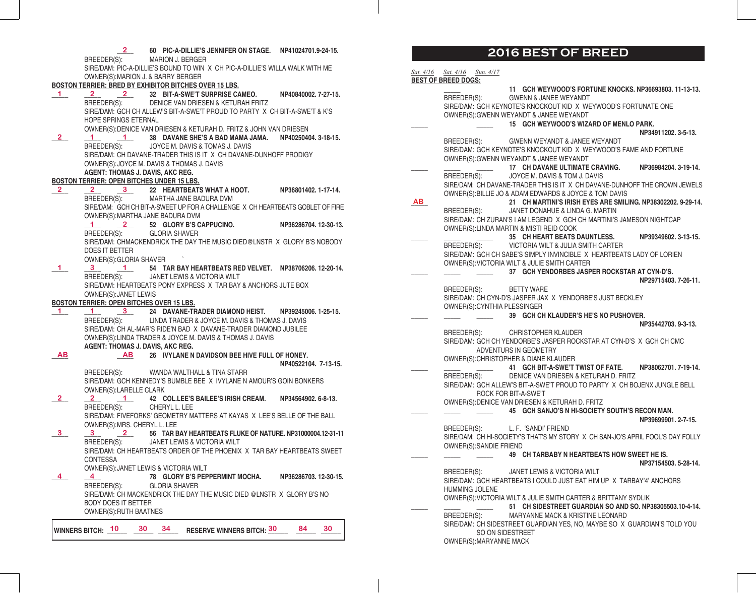2 | | 60 PIC-A-DILLIE'S JENNIFER ON STAGE. NP41024701.9-24-15.

BREEDER(S): MARION J. BERGER
SIRE/DAM: PIC-A-DILLIE'S BOUND TO WIN X CH PIC-A-DILLIE'S WILLA WALK WITH ME
OWNER(S): MARION J. & BARRY BERGER

**BOSTON TERRIER: BRED BY EXHIBITOR BITCHES OVER 15 LBS.**

1 | 2 | 2 | **32 BIT-A-SWE'T SURPRISE CAMEO.** NP40840002. 7-27-15.
BREEDER(S): DENICE VAN DRIESEN & KETURAH FRITZ
SIRE/DAM: GCH CH ALLEW'S BIT-A-SWE'T PROUD TO PARTY X CH BIT-A-SWE'T & K'S HOPE SPRINGS ETERNAL
OWNER(S): DENICE VAN DRIESEN & KETURAH D. FRITZ & JOHN VAN DRIESEN

2 | 1 | 1 | **38 DAVANE SHE'S A BAD MAMA JAMA.** NP40250404. 3-18-15.
BREEDER(S): JOYCE M. DAVIS & TOMAS J. DAVIS
SIRE/DAM: CH DAVANE-TRADER THIS IS IT X CH DAVANE-DUNHOFF PRODIGY
OWNER(S): JOYCE M. DAVIS & THOMAS J. DAVIS
**AGENT: THOMAS J. DAVIS, AKC REG.**

**BOSTON TERRIER: OPEN BITCHES UNDER 15 LBS.**

2 | 2 | 3 | **22 HEARTBEATS WHAT A HOOT.** NP36801402. 1-17-14.
BREEDER(S): MARTHA JANE BADURA DVM
SIRE/DAM: GCH CH BIT-A-SWEET UP FOR A CHALLENGE X CH HEARTBEATS GOBLET OF FIRE
OWNER(S): MARTHA JANE BADURA DVM

1 | 2 | **52 GLORY B'S CAPPUCINO.** NP36286704. 12-30-13.
BREEDER(S): GLORIA SHAVER
SIRE/DAM: CHMACKENDRICK THE DAY THE MUSIC DIED@LNSTR X GLORY B'S NOBODY DOES IT BETTER
OWNER(S): GLORIA SHAVER

1 | 3 | 1 | **54 TAR BAY HEARTBEATS RED VELVET.** NP38706206. 12-20-14.
BREEDER(S): JANET LEWIS & VICTORIA WILT
SIRE/DAM: HEARTBEATS PONY EXPRESS X TAR BAY & ANCHORS JUTE BOX
OWNER(S): JANET LEWIS

**BOSTON TERRIER: OPEN BITCHES OVER 15 LBS.**

1 | 1 | 3 | **24 DAVANE-TRADER DIAMOND HEIST.** NP39245006. 1-25-15.
BREEDER(S): LINDA TRADER & JOYCE M. DAVIS & THOMAS J. DAVIS
SIRE/DAM: CH AL-MAR'S RIDE'N BAD X DAVANE-TRADER DIAMOND JUBILEE
OWNER(S): LINDA TRADER & JOYCE M. DAVIS & THOMAS J. DAVIS
**AGENT: THOMAS J. DAVIS, AKC REG.**

AB | | AB | **26 IVYLANE N DAVIDSON BEE HIVE FULL OF HONEY.** NP40522104. 7-13-15.
BREEDER(S): WANDA WALTHALL & TINA STARR
SIRE/DAM: GCH KENNEDY'S BUMBLE BEE X IVYLANE N AMOUR'S GOIN BONKERS
OWNER(S): LARELLE CLARK

2 | 2 | 1 | **42 COL.LEE'S BAILEE'S IRISH CREAM.** NP34564902. 6-8-13.
BREEDER(S): CHERYL L. LEE
SIRE/DAM: FIVEFORKS' GEOMETRY MATTERS AT KAYAS X LEE'S BELLE OF THE BALL
OWNER(S): MRS. CHERYL L. LEE

3 | 3 | 2 | **56 TAR BAY HEARTBEATS FLUKE OF NATURE.** NP31000004.12-31-11
BREEDER(S): JANET LEWIS & VICTORIA WILT
SIRE/DAM: CH HEARTBEATS ORDER OF THE PHOENIX X TAR BAY HEARTBEATS SWEET CONTESSA
OWNER(S): JANET LEWIS & VICTORIA WILT

4 | 4 | | **78 GLORY B'S PEPPERMINT MOCHA.** NP36286703. 12-30-15.
BREEDER(S): GLORIA SHAVER
SIRE/DAM: CH MACKENDRICK THE DAY THE MUSIC DIED @LNSTR X GLORY B'S NO BODY DOES IT BETTER
OWNER(S): RUTH BAATNES

**WINNERS BITCH:** 10 | 30 | 34 **RESERVE WINNERS BITCH:** 30 | 84 | 30

# 2016 BEST OF BREED

*Sat. 4/16* | *Sat. 4/16* | *Sun. 4/17*

**BEST OF BREED DOGS:**

**11 GCH WEYWOOD'S FORTUNE KNOCKS.** NP36693803. 11-13-13.
BREEDER(S): GWENN & JANEE WEYANDT
SIRE/DAM: GCH KEYNOTE'S KNOCKOUT KID X WEYWOOD'S FORTUNATE ONE
OWNER(S): GWENN & JANEE WEYANDT

**15 GCH WEYWOOD'S WIZARD OF MENLO PARK.** NP34911202. 3-5-13.
BREEDER(S): GWENN WEYANDT & JANEE WEYANDT
SIRE/DAM: GCH KEYNOTE'S KNOCKOUT KID X WEYWOOD'S FAME AND FORTUNE
OWNER(S): GWENN WEYANDT & JANEE WEYANDT

**17 CH DAVANE ULTIMATE CRAVING.** NP36984204. 3-19-14.
BREEDER(S): JOYCE M. DAVIS & TOM J. DAVIS
SIRE/DAM: CH DAVANE-TRADER THIS IS IT X CH DAVANE-DUNHOFF THE CROWN JEWELS
OWNER(S): BILLIE JO & ADAM EDWARDS & JOYCE & TOM DAVIS

AB | **21 CH MARTINI'S IRISH EYES ARE SMILING.** NP38302202. 9-29-14.
BREEDER(S): JANET DONAHUE & LINDA G. MARTIN
SIRE/DAM: CH ZURAN'S I AM LEGEND X GCH CH MARTINI'S JAMESON NIGHTCAP
OWNER(S): LINDA MARTIN & MISTI REID COOK

**35 CH HEART BEATS DAUNTLESS.** NP39349602. 3-13-15.
BREEDER(S): VICTORIA WILT & JULIA SMITH CARTER
SIRE/DAM: GCH CH SABE'S SIMPLY INVINCIBLE X HEARTBEATS LADY OF LORIEN
OWNER(S): VICTORIA WILT & JULIE SMITH CARTER

**37 GCH YENDORBES JASPER ROCKSTAR AT CYN-D'S.** NP29715403. 7-26-11.
BREEDER(S): BETTY WARE
SIRE/DAM: CH CYN-D'S JASPER JAX X YENDORBE'S JUST BECKLEY
OWNER(S): CYNTHIA PLESSINGER

**39 GCH CH KLAUDER'S HE'S NO PUSHOVER.** NP35442703. 9-3-13.
BREEDER(S): CHRISTOPHER KLAUDER
SIRE/DAM: GCH CH YENDORBE'S JASPER ROCKSTAR AT CYN-D'S X GCH CH CMC ADVENTURS IN GEOMETRY
OWNER(S): CHRISTOPHER & DIANE KLAUDER

**41 GCH BIT-A-SWE'T TWIST OF FATE.** NP38062701. 7-19-14.
BREEDER(S): DENICE VAN DRIESEN & KETURAH D. FRITZ
SIRE/DAM: GCH ALLEW'S BIT-A-SWE'T PROUD TO PARTY X CH BOJENX JUNGLE BELL ROCK FOR BIT-A-SWE'T
OWNER(S): DENICE VAN DRIESEN & KETURAH D. FRITZ

**45 GCH SANJO'S N HI-SOCIETY SOUTH'S RECON MAN.** NP39699901. 2-7-15.
BREEDER(S): L. F. 'SANDI' FRIEND
SIRE/DAM: CH HI-SOCIETY'S THAT'S MY STORY X CH SAN-JO'S APRIL FOOL'S DAY FOLLY
OWNER(S): SANDIE FRIEND

**49 CH TARBABY N HEARTBEATS HOW SWEET HE IS.** NP37154503. 5-28-14.
BREEDER(S): JANET LEWIS & VICTORIA WILT
SIRE/DAM: GCH HEARTBEATS I COULD JUST EAT HIM UP X TARBAY'4' ANCHORS HUMMING JOLENE
OWNER(S): VICTORIA WILT & JULIE SMITH CARTER & BRITTANY SYDLIK

**51 CH SIDESTREET GUARDIAN SO AND SO.** NP38305503.10-4-14.
BREEDER(S): MARYANNE MACK & KRISTINE LEONARD
SIRE/DAM: CH SIDESTREET GUARDIAN YES, NO, MAYBE SO X GUARDIAN'S TOLD YOU SO ON SIDESTREET
OWNER(S): MARYANNE MACK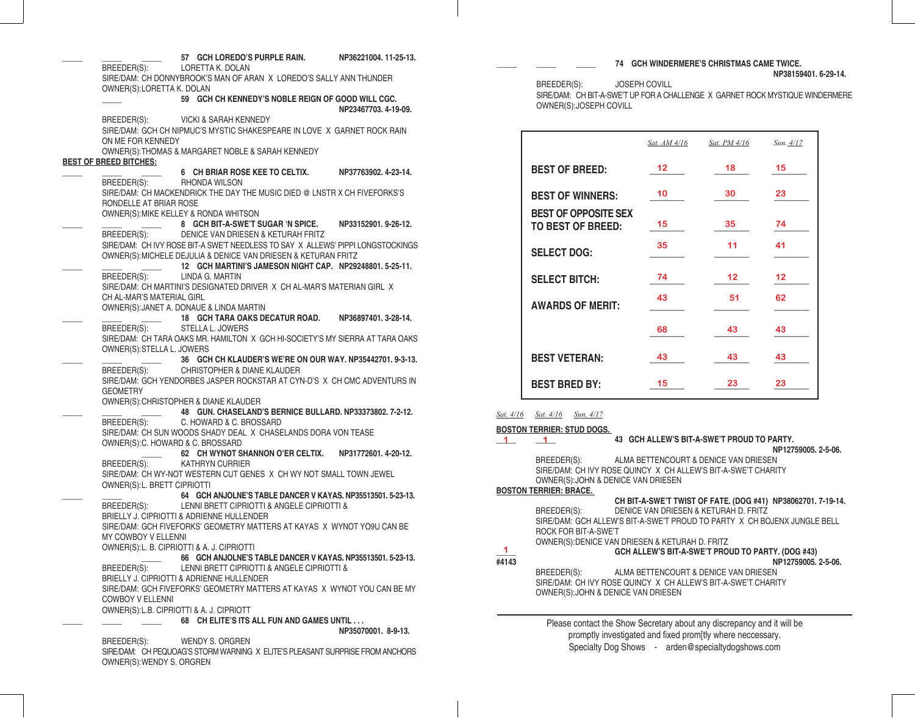57 **GCH LOREDO'S PURPLE RAIN.** NP36221004. 11-25-13.
BREEDER(S): LORETTA K. DOLAN
SIRE/DAM: CH DONNYBROOK'S MAN OF ARAN X LOREDO'S SALLY ANN THUNDER
OWNER(S): LORETTA K. DOLAN

59 **GCH CH KENNEDY'S NOBLE REIGN OF GOOD WILL CGC.** NP23467703. 4-19-09.
BREEDER(S): VICKI & SARAH KENNEDY
SIRE/DAM: GCH CH NIPMUC'S MYSTIC SHAKESPEARE IN LOVE X GARNET ROCK RAIN ON ME FOR KENNEDY
OWNER(S): THOMAS & MARGARET NOBLE & SARAH KENNEDY

**BEST OF BREED BITCHES:**

6 **CH BRIAR ROSE KEE TO CELTIX.** NP37763902. 4-23-14.
BREEDER(S): RHONDA WILSON
SIRE/DAM: CH MACKENDRICK THE DAY THE MUSIC DIED @ LNSTR X CH FIVEFORKS'S RONDELLE AT BRIAR ROSE
OWNER(S): MIKE KELLEY & RONDA WHITSON

8 **GCH BIT-A-SWE'T SUGAR 'N SPICE.** NP33152901. 9-26-12.
BREEDER(S): DENICE VAN DRIESEN & KETURAH FRITZ
SIRE/DAM: CH IVY ROSE BIT-A SWE'T NEEDLESS TO SAY X ALLEWS' PIPPI LONGSTOCKINGS
OWNER(S): MICHELE DEJULIA & DENICE VAN DRIESEN & KETURAN FRITZ

12 **GCH MARTINI'S JAMESON NIGHT CAP.** NP29248801. 5-25-11.
BREEDER(S): LINDA G. MARTIN
SIRE/DAM: CH MARTINI'S DESIGNATED DRIVER X CH AL-MAR'S MATERIAN GIRL X CH AL-MAR'S MATERIAL GIRL
OWNER(S): JANET A. DONAUE & LINDA MARTIN

18 **GCH TARA OAKS DECATUR ROAD.** NP36897401. 3-28-14.
BREEDER(S): STELLA L. JOWERS
SIRE/DAM: CH TARA OAKS MR. HAMILTON X GCH HI-SOCIETY'S MY SIERRA AT TARA OAKS
OWNER(S): STELLA L. JOWERS

36 **GCH CH KLAUDER'S WE'RE ON OUR WAY.** NP35442701. 9-3-13.
BREEDER(S): CHRISTOPHER & DIANE KLAUDER
SIRE/DAM: GCH YENDORBES JASPER ROCKSTAR AT CYN-D'S X CH CMC ADVENTURS IN GEOMETRY
OWNER(S): CHRISTOPHER & DIANE KLAUDER

48 **GUN. CHASELAND'S BERNICE BULLARD.** NP33373802. 7-2-12.
BREEDER(S): C. HOWARD & C. BROSSARD
SIRE/DAM: CH SUN WOODS SHADY DEAL X CHASELANDS DORA VON TEASE
OWNER(S): C. HOWARD & C. BROSSARD

62 **CH WYNOT SHANNON O'ER CELTIX.** NP31772601. 4-20-12.
BREEDER(S): KATHRYN CURRIER
SIRE/DAM: CH WY-NOT WESTERN CUT GENES X CH WY NOT SMALL TOWN JEWEL
OWNER(S): L. BRETT CIPRIOTTI

64 **GCH ANJOLNE'S TABLE DANCER V KAYAS.** NP35513501. 5-23-13.
BREEDER(S): LENNI BRETT CIPRIOTTI & ANGELE CIPRIOTTI & BRIELLY J. CIPRIOTTI & ADRIENNE HULLENDER
SIRE/DAM: GCH FIVEFORKS' GEOMETRY MATTERS AT KAYAS X WYNOT YO9U CAN BE MY COWBOY V ELLENNI
OWNER(S): L. B. CIPRIOTTI & A. J. CIPRIOTTI

66 **GCH ANJOLNE'S TABLE DANCER V KAYAS.** NP35513501. 5-23-13.
BREEDER(S): LENNI BRETT CIPRIOTTI & ANGELE CIPRIOTTI & BRIELLY J. CIPRIOTTI & ADRIENNE HULLENDER
SIRE/DAM: GCH FIVEFORKS' GEOMETRY MATTERS AT KAYAS X WYNOT YOU CAN BE MY COWBOY V ELLENNI
OWNER(S): L.B. CIPRIOTTI & A. J. CIPRIOTT

68 **CH ELITE'S ITS ALL FUN AND GAMES UNTIL . . .** NP35070001. 8-9-13.
BREEDER(S): WENDY S. ORGREN
SIRE/DAM: CH PEQUOAG'S STORM WARNING X ELITE'S PLEASANT SURPRISE FROM ANCHORS
OWNER(S): WENDY S. ORGREN

74 **GCH WINDERMERE'S CHRISTMAS CAME TWICE.** NP38159401. 6-29-14.
BREEDER(S): JOSEPH COVILL
SIRE/DAM: CH BIT-A-SWE'T UP FOR A CHALLENGE X GARNET ROCK MYSTIQUE WINDERMERE
OWNER(S): JOSEPH COVILL

| | *Sat. AM 4/16* | *Sat. PM 4/16* | *Sun. 4/17* |
|---|---|---|---|
| **BEST OF BREED:** | 12 | 18 | 15 |
| **BEST OF WINNERS:** | 10 | 30 | 23 |
| **BEST OF OPPOSITE SEX TO BEST OF BREED:** | 15 | 35 | 74 |
| **SELECT DOG:** | 35 | 11 | 41 |
| **SELECT BITCH:** | 74 | 12 | 12 |
| **AWARDS OF MERIT:** | 43 | 51 | 62 |
| | 68 | 43 | 43 |
| **BEST VETERAN:** | 43 | 43 | 43 |
| **BEST BRED BY:** | 15 | 23 | 23 |

*Sat. 4/16* *Sat. 4/16* *Sun. 4/17*

**BOSTON TERRIER: STUD DOGS.**

1 1 — 43 **GCH ALLEW'S BIT-A-SWE'T PROUD TO PARTY.** NP12759005. 2-5-06.
BREEDER(S): ALMA BETTENCOURT & DENICE VAN DRIESEN
SIRE/DAM: CH IVY ROSE QUINCY X CH ALLEW'S BIT-A-SWE'T CHARITY
OWNER(S): JOHN & DENICE VAN DRIESEN

**BOSTON TERRIER: BRACE.**

**CH BIT-A-SWE'T TWIST OF FATE. (DOG #41)** NP38062701. 7-19-14.
BREEDER(S): DENICE VAN DRIESEN & KETURAH D. FRITZ
SIRE/DAM: GCH ALLEW'S BIT-A-SWE'T PROUD TO PARTY X CH BOJENX JUNGLE BELL ROCK FOR BIT-A-SWE'T
OWNER(S): DENICE VAN DRIESEN & KETURAH D. FRITZ

1
#4143 — **GCH ALLEW'S BIT-A-SWE'T PROUD TO PARTY. (DOG #43)** NP12759005. 2-5-06.
BREEDER(S): ALMA BETTENCOURT & DENICE VAN DRIESEN
SIRE/DAM: CH IVY ROSE QUINCY X CH ALLEW'S BIT-A-SWE'T CHARITY
OWNER(S): JOHN & DENICE VAN DRIESEN

---

Please contact the Show Secretary about any discrepancy and it will be promptly investigated and fixed prom[tly where neccessary.
Specialty Dog Shows - arden@specialtydogshows.com